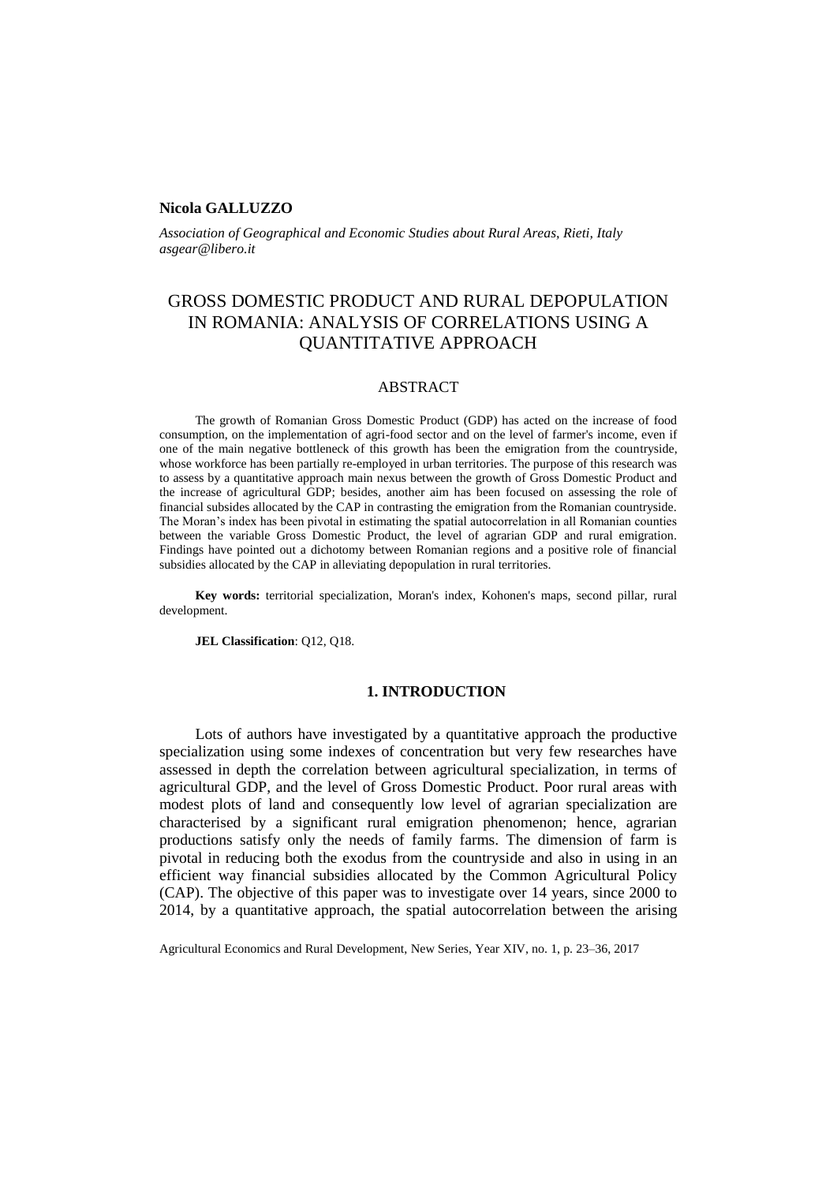**Nicola GALLUZZO**

*Association of Geographical and Economic Studies about Rural Areas, Rieti, Italy*
*asgear@libero.it*

# GROSS DOMESTIC PRODUCT AND RURAL DEPOPULATION IN ROMANIA: ANALYSIS OF CORRELATIONS USING A QUANTITATIVE APPROACH

## ABSTRACT

The growth of Romanian Gross Domestic Product (GDP) has acted on the increase of food consumption, on the implementation of agri-food sector and on the level of farmer's income, even if one of the main negative bottleneck of this growth has been the emigration from the countryside, whose workforce has been partially re-employed in urban territories. The purpose of this research was to assess by a quantitative approach main nexus between the growth of Gross Domestic Product and the increase of agricultural GDP; besides, another aim has been focused on assessing the role of financial subsides allocated by the CAP in contrasting the emigration from the Romanian countryside. The Moran's index has been pivotal in estimating the spatial autocorrelation in all Romanian counties between the variable Gross Domestic Product, the level of agrarian GDP and rural emigration. Findings have pointed out a dichotomy between Romanian regions and a positive role of financial subsidies allocated by the CAP in alleviating depopulation in rural territories.

**Key words:** territorial specialization, Moran's index, Kohonen's maps, second pillar, rural development.

**JEL Classification**: Q12, Q18.

## 1. INTRODUCTION

Lots of authors have investigated by a quantitative approach the productive specialization using some indexes of concentration but very few researches have assessed in depth the correlation between agricultural specialization, in terms of agricultural GDP, and the level of Gross Domestic Product. Poor rural areas with modest plots of land and consequently low level of agrarian specialization are characterised by a significant rural emigration phenomenon; hence, agrarian productions satisfy only the needs of family farms. The dimension of farm is pivotal in reducing both the exodus from the countryside and also in using in an efficient way financial subsidies allocated by the Common Agricultural Policy (CAP). The objective of this paper was to investigate over 14 years, since 2000 to 2014, by a quantitative approach, the spatial autocorrelation between the arising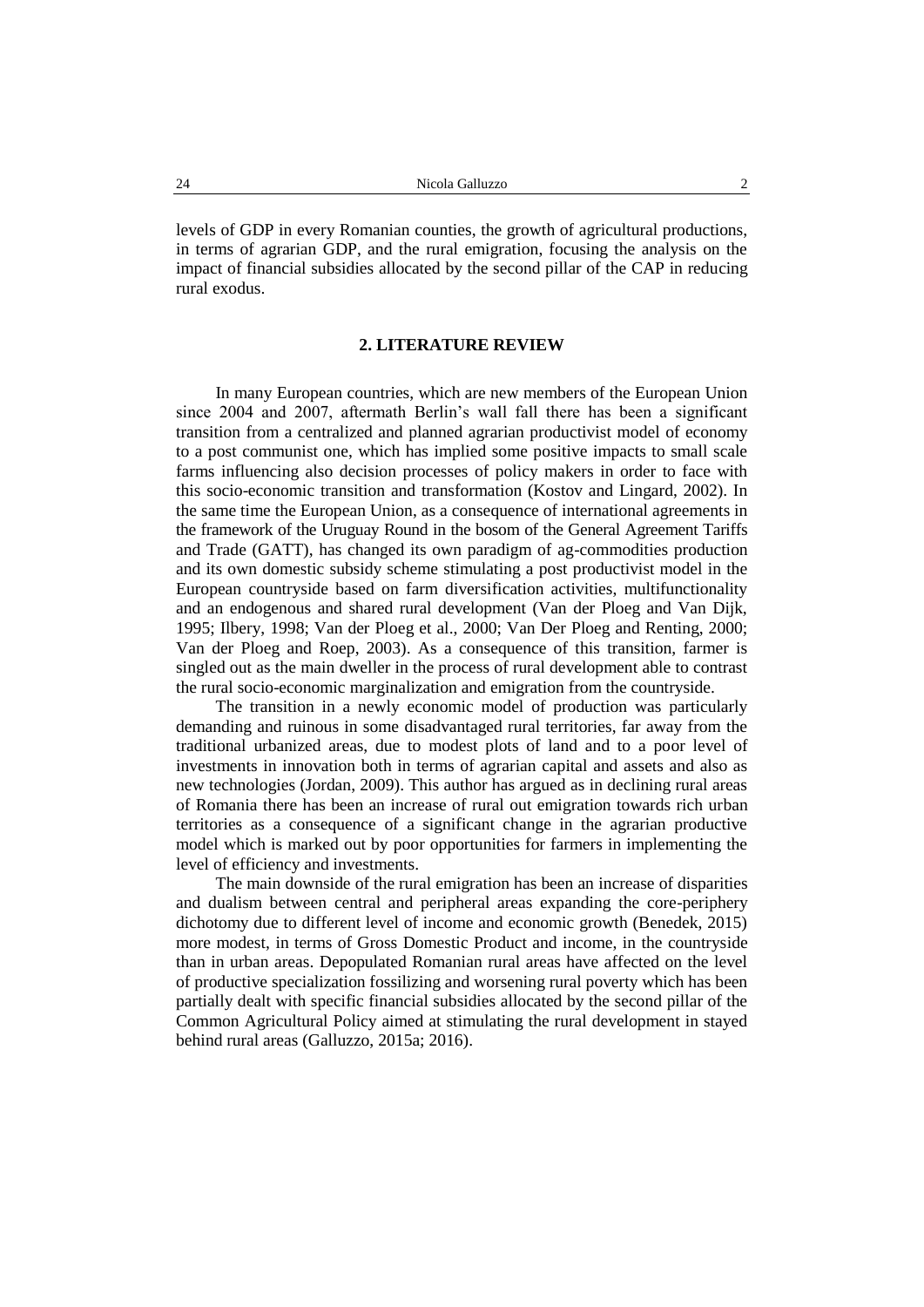levels of GDP in every Romanian counties, the growth of agricultural productions, in terms of agrarian GDP, and the rural emigration, focusing the analysis on the impact of financial subsidies allocated by the second pillar of the CAP in reducing rural exodus.

## 2. LITERATURE REVIEW

In many European countries, which are new members of the European Union since 2004 and 2007, aftermath Berlin's wall fall there has been a significant transition from a centralized and planned agrarian productivist model of economy to a post communist one, which has implied some positive impacts to small scale farms influencing also decision processes of policy makers in order to face with this socio-economic transition and transformation (Kostov and Lingard, 2002). In the same time the European Union, as a consequence of international agreements in the framework of the Uruguay Round in the bosom of the General Agreement Tariffs and Trade (GATT), has changed its own paradigm of ag-commodities production and its own domestic subsidy scheme stimulating a post productivist model in the European countryside based on farm diversification activities, multifunctionality and an endogenous and shared rural development (Van der Ploeg and Van Dijk, 1995; Ilbery, 1998; Van der Ploeg et al., 2000; Van Der Ploeg and Renting, 2000; Van der Ploeg and Roep, 2003). As a consequence of this transition, farmer is singled out as the main dweller in the process of rural development able to contrast the rural socio-economic marginalization and emigration from the countryside.

The transition in a newly economic model of production was particularly demanding and ruinous in some disadvantaged rural territories, far away from the traditional urbanized areas, due to modest plots of land and to a poor level of investments in innovation both in terms of agrarian capital and assets and also as new technologies (Jordan, 2009). This author has argued as in declining rural areas of Romania there has been an increase of rural out emigration towards rich urban territories as a consequence of a significant change in the agrarian productive model which is marked out by poor opportunities for farmers in implementing the level of efficiency and investments.

The main downside of the rural emigration has been an increase of disparities and dualism between central and peripheral areas expanding the core-periphery dichotomy due to different level of income and economic growth (Benedek, 2015) more modest, in terms of Gross Domestic Product and income, in the countryside than in urban areas. Depopulated Romanian rural areas have affected on the level of productive specialization fossilizing and worsening rural poverty which has been partially dealt with specific financial subsidies allocated by the second pillar of the Common Agricultural Policy aimed at stimulating the rural development in stayed behind rural areas (Galluzzo, 2015a; 2016).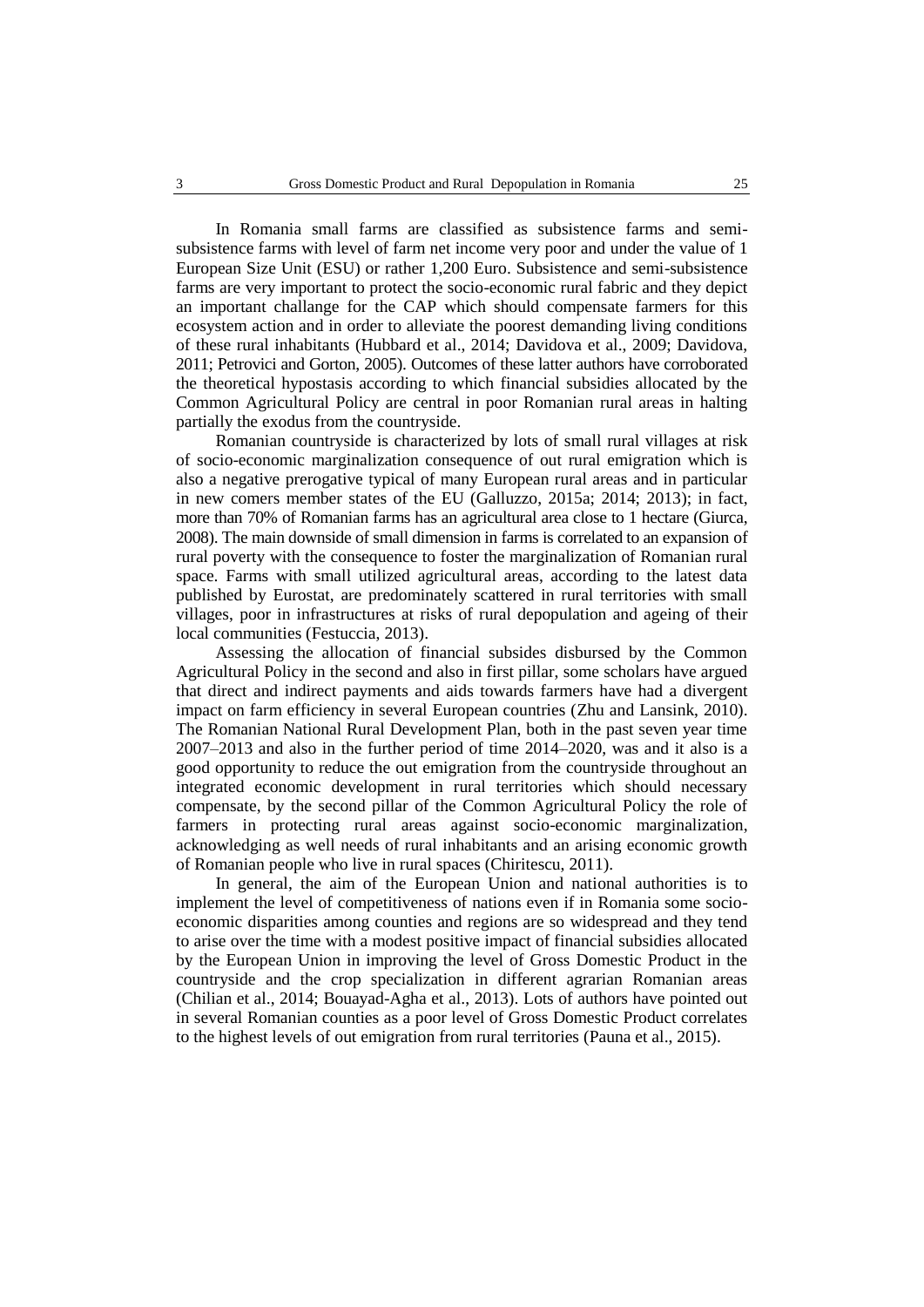In Romania small farms are classified as subsistence farms and semi-subsistence farms with level of farm net income very poor and under the value of 1 European Size Unit (ESU) or rather 1,200 Euro. Subsistence and semi-subsistence farms are very important to protect the socio-economic rural fabric and they depict an important challange for the CAP which should compensate farmers for this ecosystem action and in order to alleviate the poorest demanding living conditions of these rural inhabitants (Hubbard et al., 2014; Davidova et al., 2009; Davidova, 2011; Petrovici and Gorton, 2005). Outcomes of these latter authors have corroborated the theoretical hypostasis according to which financial subsidies allocated by the Common Agricultural Policy are central in poor Romanian rural areas in halting partially the exodus from the countryside.

Romanian countryside is characterized by lots of small rural villages at risk of socio-economic marginalization consequence of out rural emigration which is also a negative prerogative typical of many European rural areas and in particular in new comers member states of the EU (Galluzzo, 2015a; 2014; 2013); in fact, more than 70% of Romanian farms has an agricultural area close to 1 hectare (Giurca, 2008). The main downside of small dimension in farms is correlated to an expansion of rural poverty with the consequence to foster the marginalization of Romanian rural space. Farms with small utilized agricultural areas, according to the latest data published by Eurostat, are predominately scattered in rural territories with small villages, poor in infrastructures at risks of rural depopulation and ageing of their local communities (Festuccia, 2013).

Assessing the allocation of financial subsides disbursed by the Common Agricultural Policy in the second and also in first pillar, some scholars have argued that direct and indirect payments and aids towards farmers have had a divergent impact on farm efficiency in several European countries (Zhu and Lansink, 2010). The Romanian National Rural Development Plan, both in the past seven year time 2007–2013 and also in the further period of time 2014–2020, was and it also is a good opportunity to reduce the out emigration from the countryside throughout an integrated economic development in rural territories which should necessary compensate, by the second pillar of the Common Agricultural Policy the role of farmers in protecting rural areas against socio-economic marginalization, acknowledging as well needs of rural inhabitants and an arising economic growth of Romanian people who live in rural spaces (Chiritescu, 2011).

In general, the aim of the European Union and national authorities is to implement the level of competitiveness of nations even if in Romania some socio-economic disparities among counties and regions are so widespread and they tend to arise over the time with a modest positive impact of financial subsidies allocated by the European Union in improving the level of Gross Domestic Product in the countryside and the crop specialization in different agrarian Romanian areas (Chilian et al., 2014; Bouayad-Agha et al., 2013). Lots of authors have pointed out in several Romanian counties as a poor level of Gross Domestic Product correlates to the highest levels of out emigration from rural territories (Pauna et al., 2015).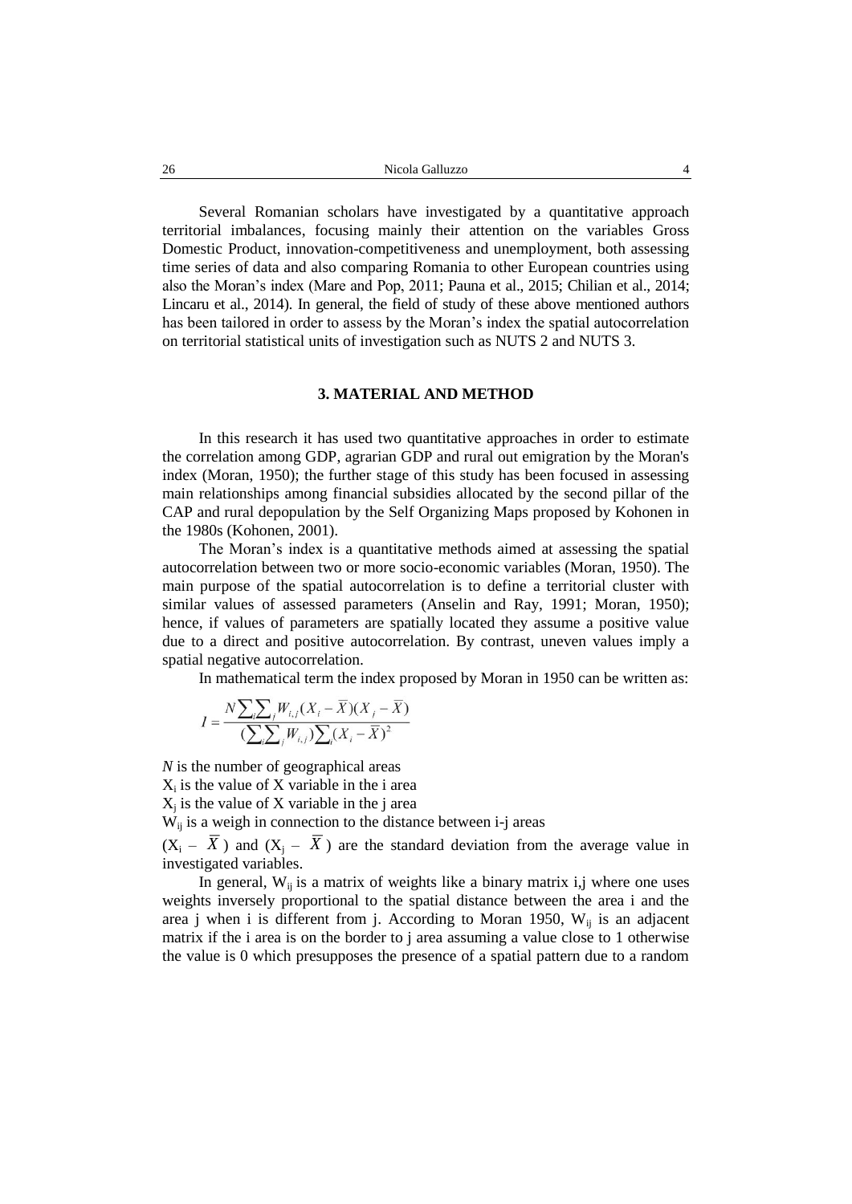Several Romanian scholars have investigated by a quantitative approach territorial imbalances, focusing mainly their attention on the variables Gross Domestic Product, innovation-competitiveness and unemployment, both assessing time series of data and also comparing Romania to other European countries using also the Moran's index (Mare and Pop, 2011; Pauna et al., 2015; Chilian et al., 2014; Lincaru et al., 2014). In general, the field of study of these above mentioned authors has been tailored in order to assess by the Moran's index the spatial autocorrelation on territorial statistical units of investigation such as NUTS 2 and NUTS 3.

## 3. MATERIAL AND METHOD

In this research it has used two quantitative approaches in order to estimate the correlation among GDP, agrarian GDP and rural out emigration by the Moran's index (Moran, 1950); the further stage of this study has been focused in assessing main relationships among financial subsidies allocated by the second pillar of the CAP and rural depopulation by the Self Organizing Maps proposed by Kohonen in the 1980s (Kohonen, 2001).

The Moran's index is a quantitative methods aimed at assessing the spatial autocorrelation between two or more socio-economic variables (Moran, 1950). The main purpose of the spatial autocorrelation is to define a territorial cluster with similar values of assessed parameters (Anselin and Ray, 1991; Moran, 1950); hence, if values of parameters are spatially located they assume a positive value due to a direct and positive autocorrelation. By contrast, uneven values imply a spatial negative autocorrelation.

In mathematical term the index proposed by Moran in 1950 can be written as:

$$I = \frac{N\sum_i\sum_j W_{i,j}(X_i - \bar{X})(X_j - \bar{X})}{(\sum_i\sum_j W_{i,j})\sum_i(X_i - \bar{X})^2}$$

$N$ is the number of geographical areas

$X_i$ is the value of X variable in the i area

$X_j$ is the value of X variable in the j area

$W_{ij}$ is a weigh in connection to the distance between i-j areas

$(X_i - \bar{X})$ and $(X_j - \bar{X})$ are the standard deviation from the average value in investigated variables.

In general, $W_{ij}$ is a matrix of weights like a binary matrix i,j where one uses weights inversely proportional to the spatial distance between the area i and the area j when i is different from j. According to Moran 1950, $W_{ij}$ is an adjacent matrix if the i area is on the border to j area assuming a value close to 1 otherwise the value is 0 which presupposes the presence of a spatial pattern due to a random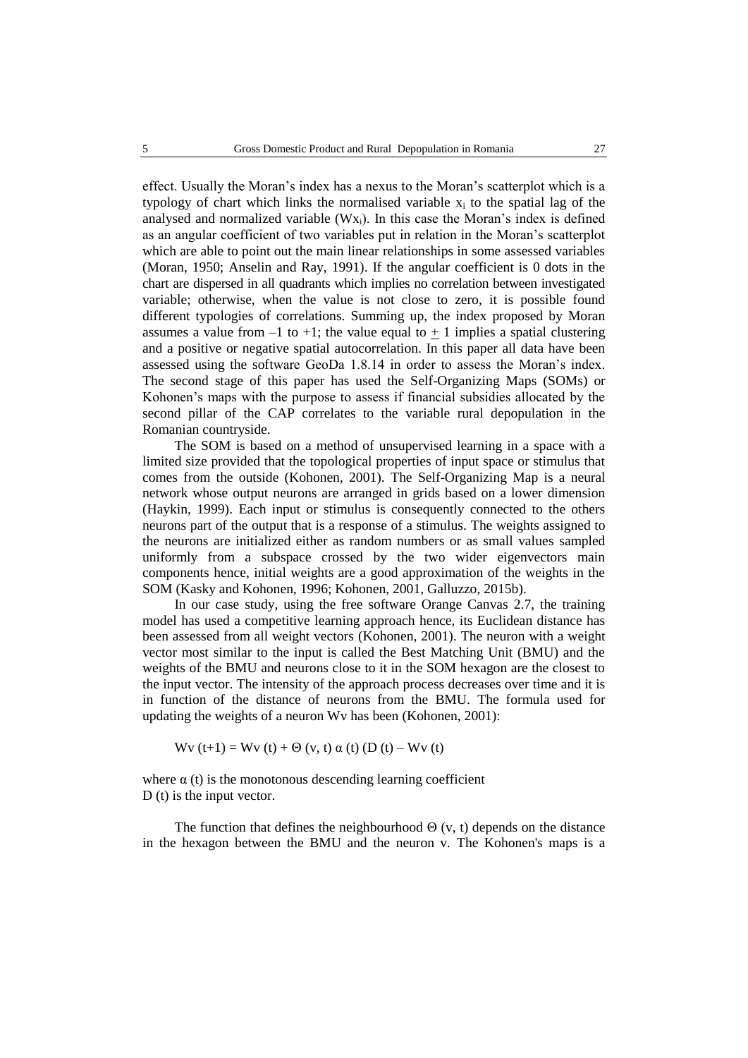effect. Usually the Moran's index has a nexus to the Moran's scatterplot which is a typology of chart which links the normalised variable $x_i$ to the spatial lag of the analysed and normalized variable ($Wx_i$). In this case the Moran's index is defined as an angular coefficient of two variables put in relation in the Moran's scatterplot which are able to point out the main linear relationships in some assessed variables (Moran, 1950; Anselin and Ray, 1991). If the angular coefficient is 0 dots in the chart are dispersed in all quadrants which implies no correlation between investigated variable; otherwise, when the value is not close to zero, it is possible found different typologies of correlations. Summing up, the index proposed by Moran assumes a value from –1 to +1; the value equal to $\pm$ 1 implies a spatial clustering and a positive or negative spatial autocorrelation. In this paper all data have been assessed using the software GeoDa 1.8.14 in order to assess the Moran's index. The second stage of this paper has used the Self-Organizing Maps (SOMs) or Kohonen's maps with the purpose to assess if financial subsidies allocated by the second pillar of the CAP correlates to the variable rural depopulation in the Romanian countryside.

The SOM is based on a method of unsupervised learning in a space with a limited size provided that the topological properties of input space or stimulus that comes from the outside (Kohonen, 2001). The Self-Organizing Map is a neural network whose output neurons are arranged in grids based on a lower dimension (Haykin, 1999). Each input or stimulus is consequently connected to the others neurons part of the output that is a response of a stimulus. The weights assigned to the neurons are initialized either as random numbers or as small values sampled uniformly from a subspace crossed by the two wider eigenvectors main components hence, initial weights are a good approximation of the weights in the SOM (Kasky and Kohonen, 1996; Kohonen, 2001, Galluzzo, 2015b).

In our case study, using the free software Orange Canvas 2.7, the training model has used a competitive learning approach hence, its Euclidean distance has been assessed from all weight vectors (Kohonen, 2001). The neuron with a weight vector most similar to the input is called the Best Matching Unit (BMU) and the weights of the BMU and neurons close to it in the SOM hexagon are the closest to the input vector. The intensity of the approach process decreases over time and it is in function of the distance of neurons from the BMU. The formula used for updating the weights of a neuron Wv has been (Kohonen, 2001):

$$Wv\,(t+1) = Wv\,(t) + \Theta\,(v, t)\,\alpha\,(t)\,(D\,(t) - Wv\,(t)$$

where $\alpha$ (t) is the monotonous descending learning coefficient
D (t) is the input vector.

The function that defines the neighbourhood $\Theta$ (v, t) depends on the distance in the hexagon between the BMU and the neuron v. The Kohonen's maps is a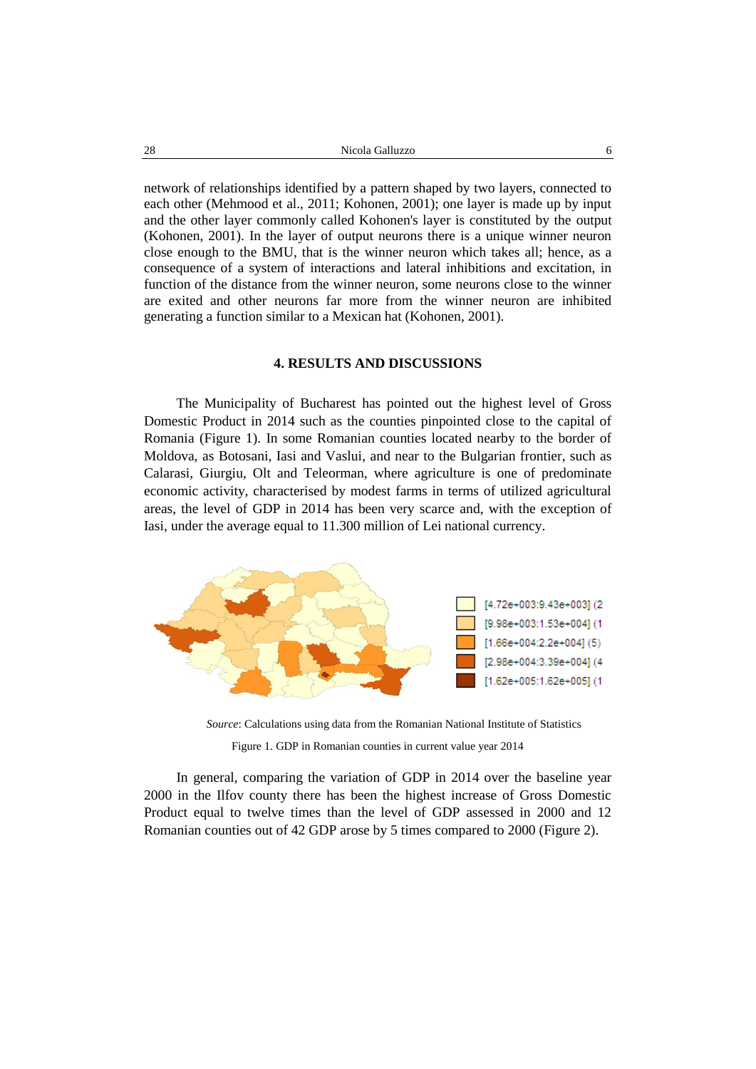network of relationships identified by a pattern shaped by two layers, connected to each other (Mehmood et al., 2011; Kohonen, 2001); one layer is made up by input and the other layer commonly called Kohonen's layer is constituted by the output (Kohonen, 2001). In the layer of output neurons there is a unique winner neuron close enough to the BMU, that is the winner neuron which takes all; hence, as a consequence of a system of interactions and lateral inhibitions and excitation, in function of the distance from the winner neuron, some neurons close to the winner are exited and other neurons far more from the winner neuron are inhibited generating a function similar to a Mexican hat (Kohonen, 2001).

## 4. RESULTS AND DISCUSSIONS

The Municipality of Bucharest has pointed out the highest level of Gross Domestic Product in 2014 such as the counties pinpointed close to the capital of Romania (Figure 1). In some Romanian counties located nearby to the border of Moldova, as Botosani, Iasi and Vaslui, and near to the Bulgarian frontier, such as Calarasi, Giurgiu, Olt and Teleorman, where agriculture is one of predominate economic activity, characterised by modest farms in terms of utilized agricultural areas, the level of GDP in 2014 has been very scarce and, with the exception of Iasi, under the average equal to 11.300 million of Lei national currency.

[4.72e+003:9.43e+003] (2
[9.98e+003:1.53e+004] (1
[1.66e+004:2.2e+004] (5)
[2.98e+004:3.39e+004] (4
[1.62e+005:1.62e+005] (1

*Source*: Calculations using data from the Romanian National Institute of Statistics

Figure 1. GDP in Romanian counties in current value year 2014

In general, comparing the variation of GDP in 2014 over the baseline year 2000 in the Ilfov county there has been the highest increase of Gross Domestic Product equal to twelve times than the level of GDP assessed in 2000 and 12 Romanian counties out of 42 GDP arose by 5 times compared to 2000 (Figure 2).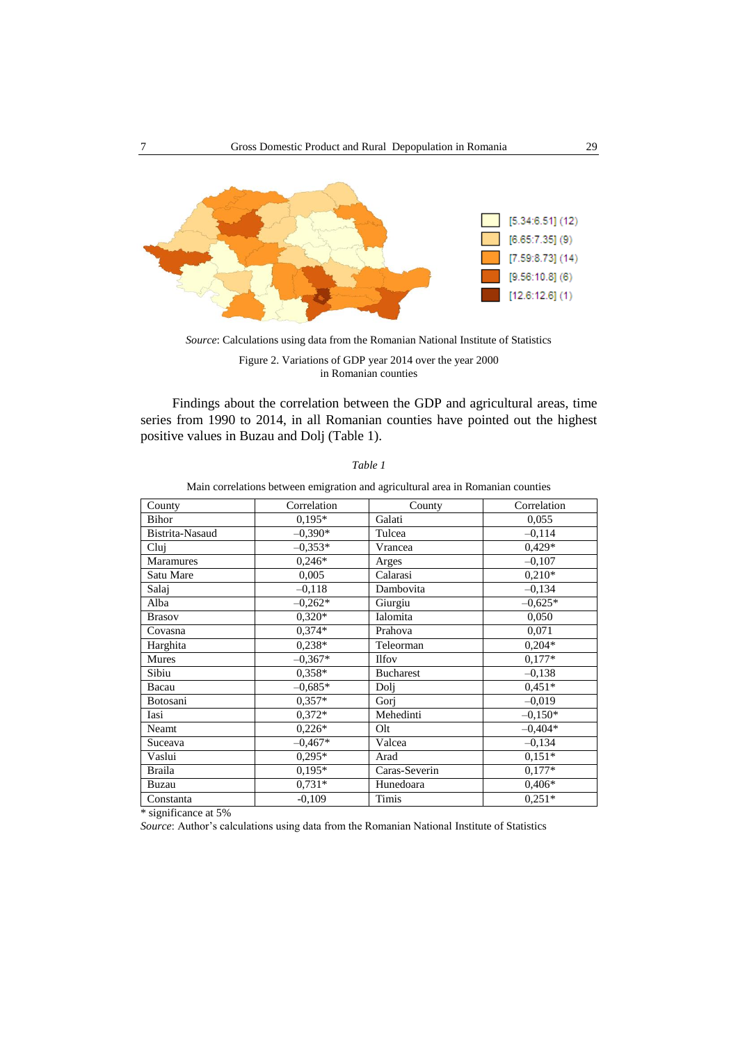[5.34:6.51] (12)
[6.65:7.35] (9)
[7.59:8.73] (14)
[9.56:10.8] (6)
[12.6:12.6] (1)

*Source*: Calculations using data from the Romanian National Institute of Statistics

Figure 2. Variations of GDP year 2014 over the year 2000 in Romanian counties

Findings about the correlation between the GDP and agricultural areas, time series from 1990 to 2014, in all Romanian counties have pointed out the highest positive values in Buzau and Dolj (Table 1).

*Table 1*

Main correlations between emigration and agricultural area in Romanian counties

| County | Correlation | County | Correlation |
|---|---|---|---|
| Bihor | 0,195* | Galati | 0,055 |
| Bistrita-Nasaud | –0,390* | Tulcea | –0,114 |
| Cluj | –0,353* | Vrancea | 0,429* |
| Maramures | 0,246* | Arges | –0,107 |
| Satu Mare | 0,005 | Calarasi | 0,210* |
| Salaj | –0,118 | Dambovita | –0,134 |
| Alba | –0,262* | Giurgiu | –0,625* |
| Brasov | 0,320* | Ialomita | 0,050 |
| Covasna | 0,374* | Prahova | 0,071 |
| Harghita | 0,238* | Teleorman | 0,204* |
| Mures | –0,367* | Ilfov | 0,177* |
| Sibiu | 0,358* | Bucharest | –0,138 |
| Bacau | –0,685* | Dolj | 0,451* |
| Botosani | 0,357* | Gorj | –0,019 |
| Iasi | 0,372* | Mehedinti | –0,150* |
| Neamt | 0,226* | Olt | –0,404* |
| Suceava | –0,467* | Valcea | –0,134 |
| Vaslui | 0,295* | Arad | 0,151* |
| Braila | 0,195* | Caras-Severin | 0,177* |
| Buzau | 0,731* | Hunedoara | 0,406* |
| Constanta | -0,109 | Timis | 0,251* |

* significance at 5%

*Source*: Author's calculations using data from the Romanian National Institute of Statistics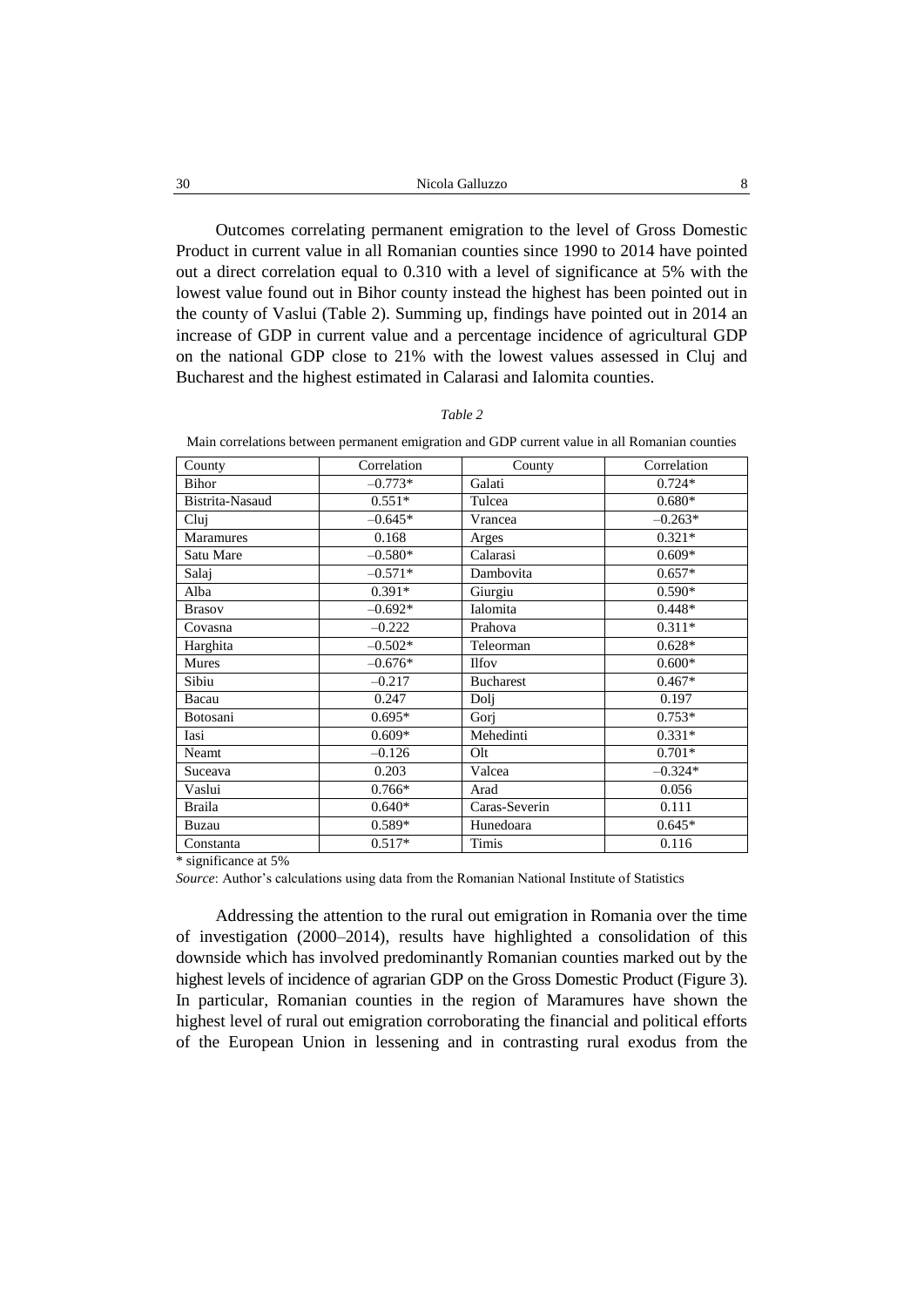Outcomes correlating permanent emigration to the level of Gross Domestic Product in current value in all Romanian counties since 1990 to 2014 have pointed out a direct correlation equal to 0.310 with a level of significance at 5% with the lowest value found out in Bihor county instead the highest has been pointed out in the county of Vaslui (Table 2). Summing up, findings have pointed out in 2014 an increase of GDP in current value and a percentage incidence of agricultural GDP on the national GDP close to 21% with the lowest values assessed in Cluj and Bucharest and the highest estimated in Calarasi and Ialomita counties.

*Table 2*

Main correlations between permanent emigration and GDP current value in all Romanian counties

| County | Correlation | County | Correlation |
|---|---|---|---|
| Bihor | –0.773* | Galati | 0.724* |
| Bistrita-Nasaud | 0.551* | Tulcea | 0.680* |
| Cluj | –0.645* | Vrancea | –0.263* |
| Maramures | 0.168 | Arges | 0.321* |
| Satu Mare | –0.580* | Calarasi | 0.609* |
| Salaj | –0.571* | Dambovita | 0.657* |
| Alba | 0.391* | Giurgiu | 0.590* |
| Brasov | –0.692* | Ialomita | 0.448* |
| Covasna | –0.222 | Prahova | 0.311* |
| Harghita | –0.502* | Teleorman | 0.628* |
| Mures | –0.676* | Ilfov | 0.600* |
| Sibiu | –0.217 | Bucharest | 0.467* |
| Bacau | 0.247 | Dolj | 0.197 |
| Botosani | 0.695* | Gorj | 0.753* |
| Iasi | 0.609* | Mehedinti | 0.331* |
| Neamt | –0.126 | Olt | 0.701* |
| Suceava | 0.203 | Valcea | –0.324* |
| Vaslui | 0.766* | Arad | 0.056 |
| Braila | 0.640* | Caras-Severin | 0.111 |
| Buzau | 0.589* | Hunedoara | 0.645* |
| Constanta | 0.517* | Timis | 0.116 |

\* significance at 5%

*Source*: Author's calculations using data from the Romanian National Institute of Statistics

Addressing the attention to the rural out emigration in Romania over the time of investigation (2000–2014), results have highlighted a consolidation of this downside which has involved predominantly Romanian counties marked out by the highest levels of incidence of agrarian GDP on the Gross Domestic Product (Figure 3). In particular, Romanian counties in the region of Maramures have shown the highest level of rural out emigration corroborating the financial and political efforts of the European Union in lessening and in contrasting rural exodus from the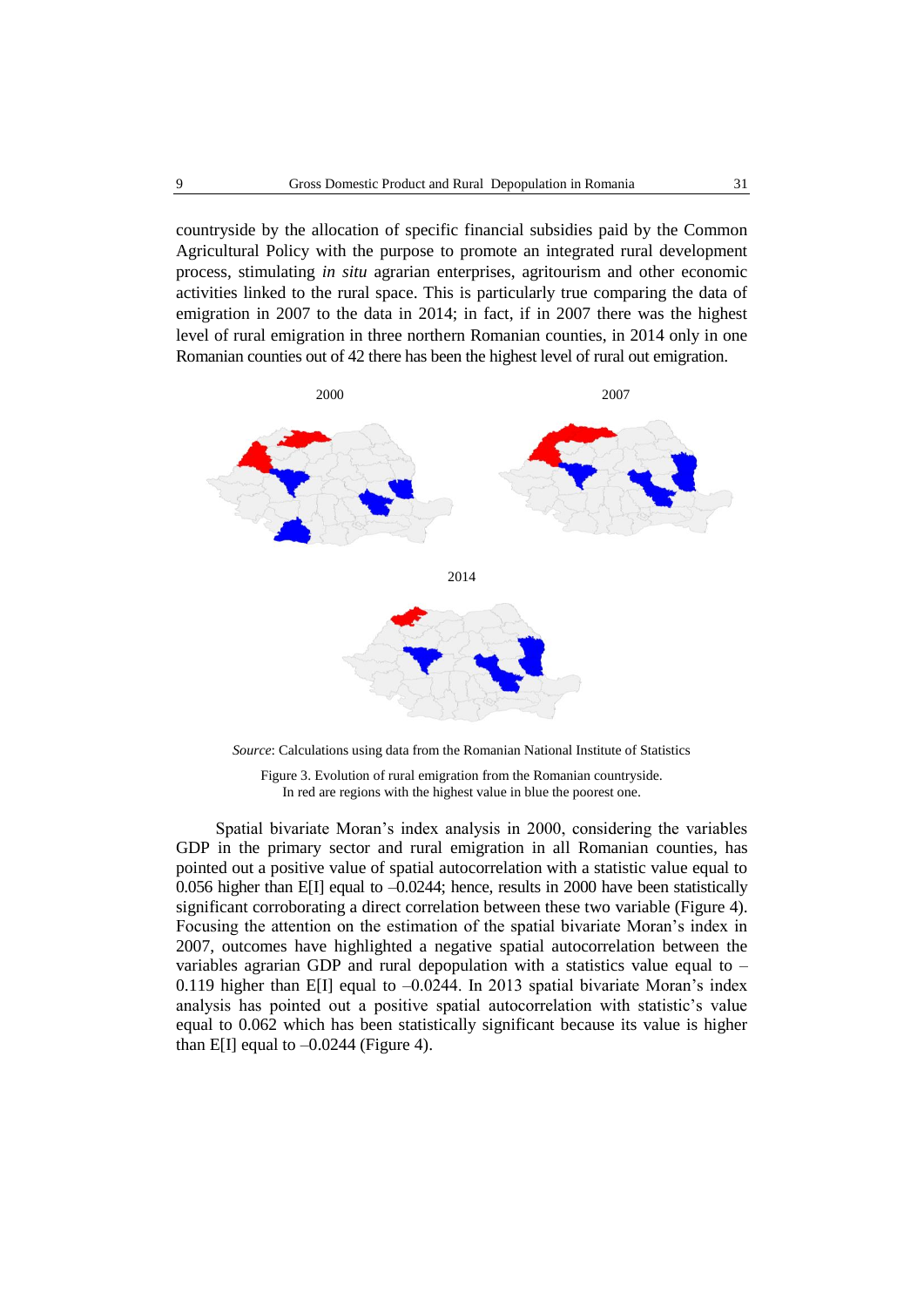countryside by the allocation of specific financial subsidies paid by the Common Agricultural Policy with the purpose to promote an integrated rural development process, stimulating *in situ* agrarian enterprises, agritourism and other economic activities linked to the rural space. This is particularly true comparing the data of emigration in 2007 to the data in 2014; in fact, if in 2007 there was the highest level of rural emigration in three northern Romanian counties, in 2014 only in one Romanian counties out of 42 there has been the highest level of rural out emigration.

2000

2007

2014

*Source*: Calculations using data from the Romanian National Institute of Statistics

Figure 3. Evolution of rural emigration from the Romanian countryside.
In red are regions with the highest value in blue the poorest one.

Spatial bivariate Moran's index analysis in 2000, considering the variables GDP in the primary sector and rural emigration in all Romanian counties, has pointed out a positive value of spatial autocorrelation with a statistic value equal to 0.056 higher than E[I] equal to –0.0244; hence, results in 2000 have been statistically significant corroborating a direct correlation between these two variable (Figure 4). Focusing the attention on the estimation of the spatial bivariate Moran's index in 2007, outcomes have highlighted a negative spatial autocorrelation between the variables agrarian GDP and rural depopulation with a statistics value equal to –0.119 higher than E[I] equal to –0.0244. In 2013 spatial bivariate Moran's index analysis has pointed out a positive spatial autocorrelation with statistic's value equal to 0.062 which has been statistically significant because its value is higher than E[I] equal to –0.0244 (Figure 4).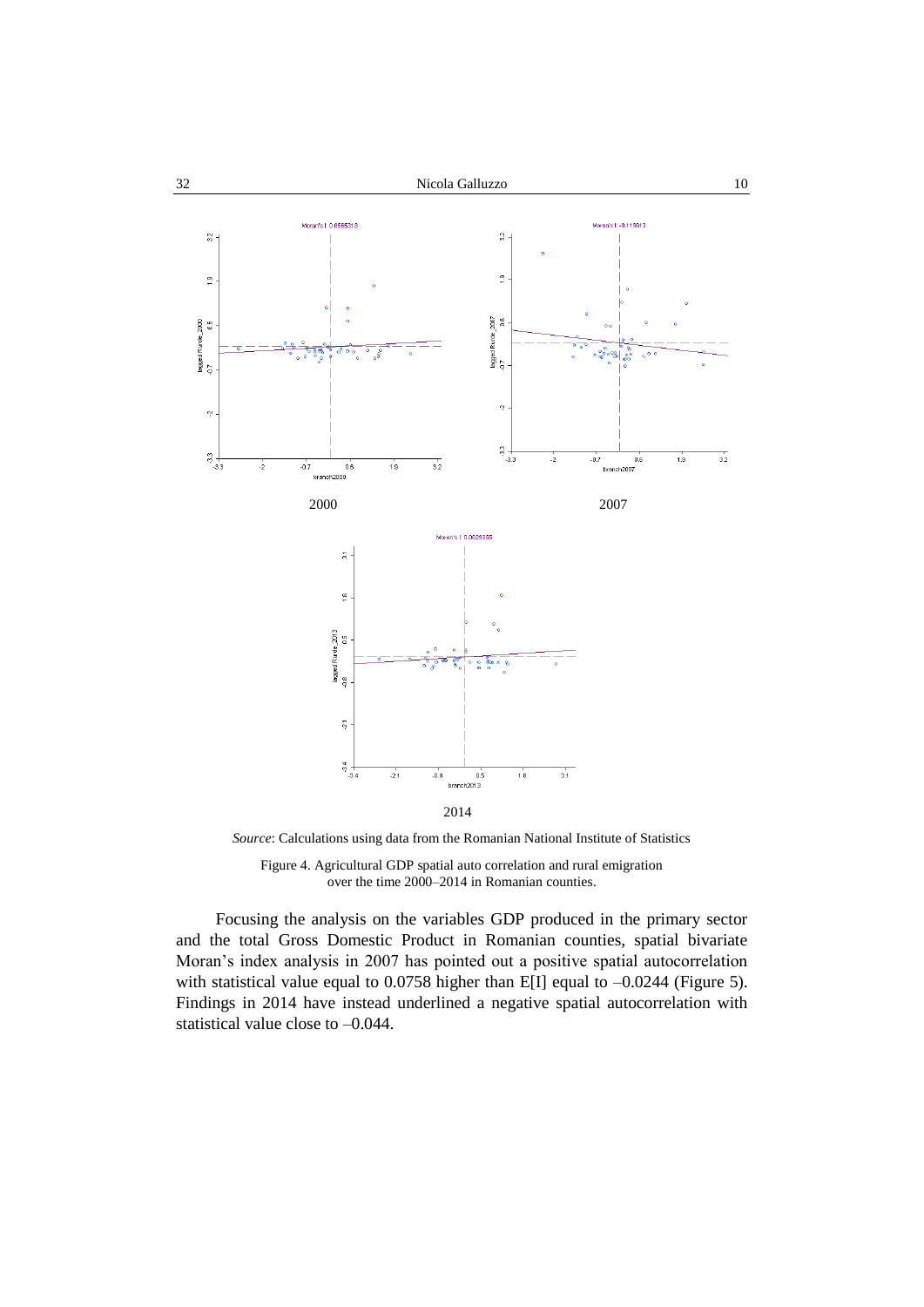2000

2007

2014

*Source*: Calculations using data from the Romanian National Institute of Statistics

Figure 4. Agricultural GDP spatial auto correlation and rural emigration over the time 2000–2014 in Romanian counties.

Focusing the analysis on the variables GDP produced in the primary sector and the total Gross Domestic Product in Romanian counties, spatial bivariate Moran's index analysis in 2007 has pointed out a positive spatial autocorrelation with statistical value equal to 0.0758 higher than E[I] equal to –0.0244 (Figure 5). Findings in 2014 have instead underlined a negative spatial autocorrelation with statistical value close to –0.044.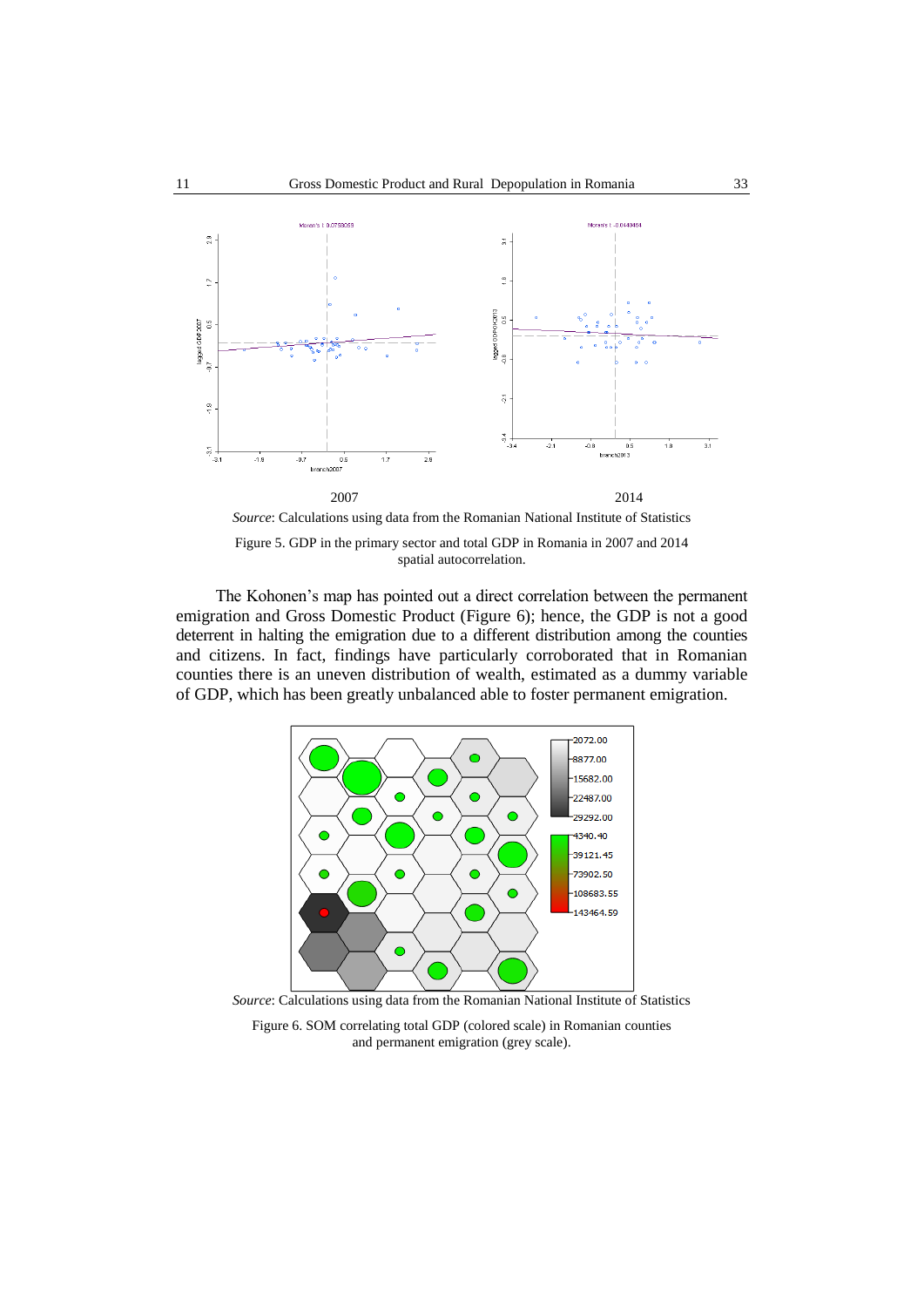2007

2014

*Source*: Calculations using data from the Romanian National Institute of Statistics

Figure 5. GDP in the primary sector and total GDP in Romania in 2007 and 2014 spatial autocorrelation.

The Kohonen's map has pointed out a direct correlation between the permanent emigration and Gross Domestic Product (Figure 6); hence, the GDP is not a good deterrent in halting the emigration due to a different distribution among the counties and citizens. In fact, findings have particularly corroborated that in Romanian counties there is an uneven distribution of wealth, estimated as a dummy variable of GDP, which has been greatly unbalanced able to foster permanent emigration.

*Source*: Calculations using data from the Romanian National Institute of Statistics

Figure 6. SOM correlating total GDP (colored scale) in Romanian counties and permanent emigration (grey scale).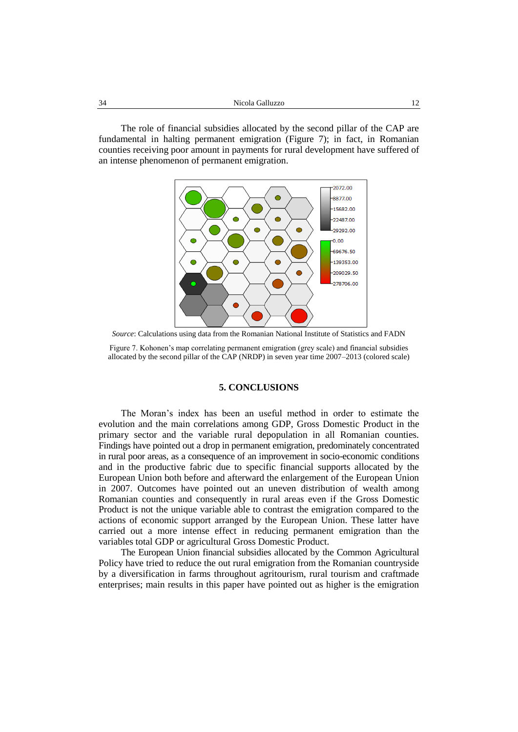The role of financial subsidies allocated by the second pillar of the CAP are fundamental in halting permanent emigration (Figure 7); in fact, in Romanian counties receiving poor amount in payments for rural development have suffered of an intense phenomenon of permanent emigration.

*Source*: Calculations using data from the Romanian National Institute of Statistics and FADN

Figure 7. Kohonen's map correlating permanent emigration (grey scale) and financial subsidies allocated by the second pillar of the CAP (NRDP) in seven year time 2007–2013 (colored scale)

## 5. CONCLUSIONS

The Moran's index has been an useful method in order to estimate the evolution and the main correlations among GDP, Gross Domestic Product in the primary sector and the variable rural depopulation in all Romanian counties. Findings have pointed out a drop in permanent emigration, predominately concentrated in rural poor areas, as a consequence of an improvement in socio-economic conditions and in the productive fabric due to specific financial supports allocated by the European Union both before and afterward the enlargement of the European Union in 2007. Outcomes have pointed out an uneven distribution of wealth among Romanian counties and consequently in rural areas even if the Gross Domestic Product is not the unique variable able to contrast the emigration compared to the actions of economic support arranged by the European Union. These latter have carried out a more intense effect in reducing permanent emigration than the variables total GDP or agricultural Gross Domestic Product.

The European Union financial subsidies allocated by the Common Agricultural Policy have tried to reduce the out rural emigration from the Romanian countryside by a diversification in farms throughout agritourism, rural tourism and craftmade enterprises; main results in this paper have pointed out as higher is the emigration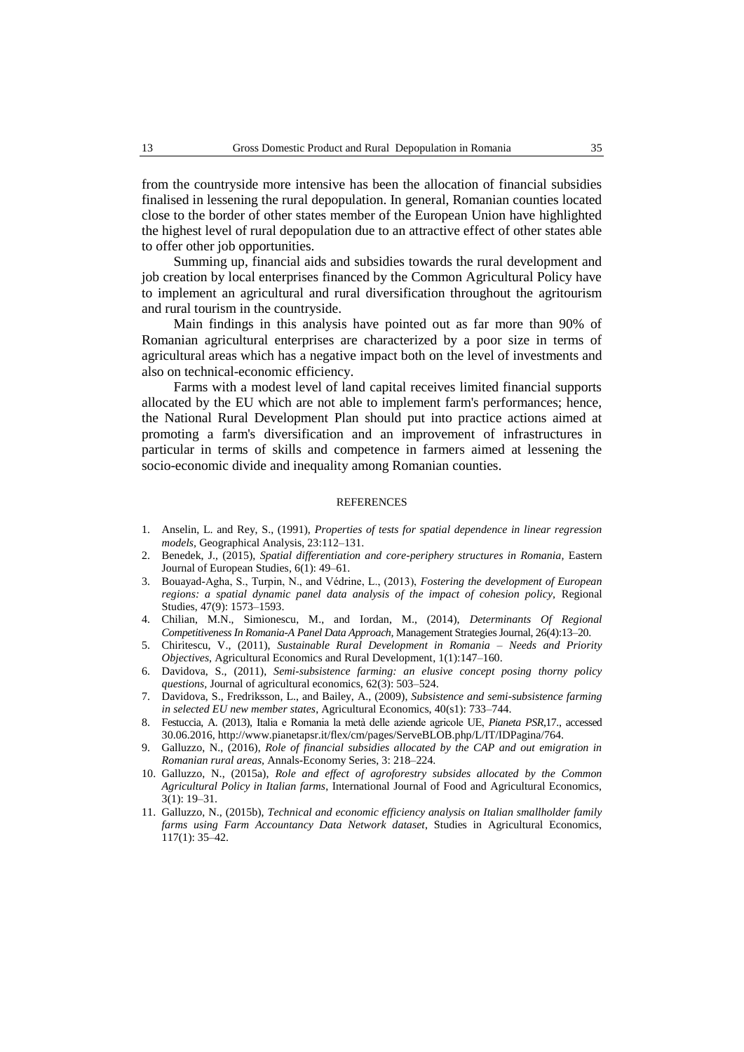from the countryside more intensive has been the allocation of financial subsidies finalised in lessening the rural depopulation. In general, Romanian counties located close to the border of other states member of the European Union have highlighted the highest level of rural depopulation due to an attractive effect of other states able to offer other job opportunities.

Summing up, financial aids and subsidies towards the rural development and job creation by local enterprises financed by the Common Agricultural Policy have to implement an agricultural and rural diversification throughout the agritourism and rural tourism in the countryside.

Main findings in this analysis have pointed out as far more than 90% of Romanian agricultural enterprises are characterized by a poor size in terms of agricultural areas which has a negative impact both on the level of investments and also on technical-economic efficiency.

Farms with a modest level of land capital receives limited financial supports allocated by the EU which are not able to implement farm's performances; hence, the National Rural Development Plan should put into practice actions aimed at promoting a farm's diversification and an improvement of infrastructures in particular in terms of skills and competence in farmers aimed at lessening the socio-economic divide and inequality among Romanian counties.

## REFERENCES

1. Anselin, L. and Rey, S., (1991), *Properties of tests for spatial dependence in linear regression models*, Geographical Analysis, 23:112–131.
2. Benedek, J., (2015), *Spatial differentiation and core-periphery structures in Romania*, Eastern Journal of European Studies, 6(1): 49–61.
3. Bouayad-Agha, S., Turpin, N., and Védrine, L., (2013), *Fostering the development of European regions: a spatial dynamic panel data analysis of the impact of cohesion policy*, Regional Studies, 47(9): 1573–1593.
4. Chilian, M.N., Simionescu, M., and Iordan, M., (2014), *Determinants Of Regional Competitiveness In Romania-A Panel Data Approach*, Management Strategies Journal, 26(4):13–20.
5. Chiritescu, V., (2011), *Sustainable Rural Development in Romania – Needs and Priority Objectives*, Agricultural Economics and Rural Development, 1(1):147–160.
6. Davidova, S., (2011), *Semi-subsistence farming: an elusive concept posing thorny policy questions*, Journal of agricultural economics, 62(3): 503–524.
7. Davidova, S., Fredriksson, L., and Bailey, A., (2009), *Subsistence and semi-subsistence farming in selected EU new member states*, Agricultural Economics, 40(s1): 733–744.
8. Festuccia, A. (2013), Italia e Romania la metà delle aziende agricole UE, *Pianeta PSR*,17., accessed 30.06.2016, http://www.pianetapsr.it/flex/cm/pages/ServeBLOB.php/L/IT/IDPagina/764.
9. Galluzzo, N., (2016), *Role of financial subsidies allocated by the CAP and out emigration in Romanian rural areas*, Annals-Economy Series, 3: 218–224.
10. Galluzzo, N., (2015a), *Role and effect of agroforestry subsides allocated by the Common Agricultural Policy in Italian farms*, International Journal of Food and Agricultural Economics, 3(1): 19–31.
11. Galluzzo, N., (2015b), *Technical and economic efficiency analysis on Italian smallholder family farms using Farm Accountancy Data Network dataset*, Studies in Agricultural Economics, 117(1): 35–42.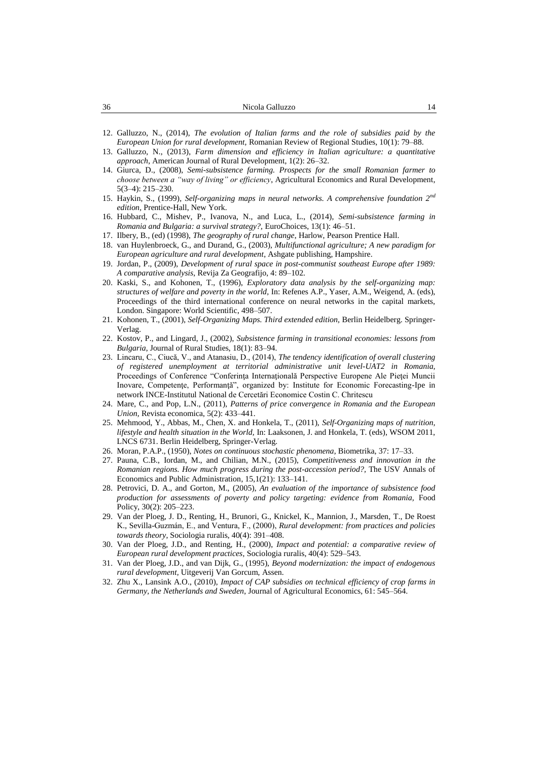12. Galluzzo, N., (2014), *The evolution of Italian farms and the role of subsidies paid by the European Union for rural development,* Romanian Review of Regional Studies, 10(1): 79–88.
13. Galluzzo, N., (2013), *Farm dimension and efficiency in Italian agriculture: a quantitative approach*, American Journal of Rural Development, 1(2): 26–32.
14. Giurca, D., (2008), *Semi-subsistence farming. Prospects for the small Romanian farmer to choose between a "way of living" or efficiency*, Agricultural Economics and Rural Development, 5(3–4): 215–230.
15. Haykin, S., (1999), *Self-organizing maps in neural networks. A comprehensive foundation 2nd edition,* Prentice-Hall, New York.
16. Hubbard, C., Mishev, P., Ivanova, N., and Luca, L., (2014), *Semi-subsistence farming in Romania and Bulgaria: a survival strategy?,* EuroChoices, 13(1): 46–51.
17. Ilbery, B., (ed) (1998), *The geography of rural change,* Harlow, Pearson Prentice Hall.
18. van Huylenbroeck, G., and Durand, G., (2003), *Multifunctional agriculture; A new paradigm for European agriculture and rural development*, Ashgate publishing, Hampshire.
19. Jordan, P., (2009), *Development of rural space in post-communist southeast Europe after 1989: A comparative analysis*, Revija Za Geografijo, 4: 89–102.
20. Kaski, S., and Kohonen, T., (1996), *Exploratory data analysis by the self-organizing map: structures of welfare and poverty in the world,* In: Refenes A.P., Yaser, A.M., Weigend, A. (eds), Proceedings of the third international conference on neural networks in the capital markets, London. Singapore: World Scientific, 498–507.
21. Kohonen, T., (2001), *Self-Organizing Maps. Third extended edition,* Berlin Heidelberg. Springer-Verlag.
22. Kostov, P., and Lingard, J., (2002), *Subsistence farming in transitional economies: lessons from Bulgaria*, Journal of Rural Studies, 18(1): 83–94.
23. Lincaru, C., Ciucă, V., and Atanasiu, D., (2014), *The tendency identification of overall clustering of registered unemployment at territorial administrative unit level-UAT2 in Romania,* Proceedings of Conference "Conferința Internațională Perspective Europene Ale Pieței Muncii Inovare, Competențe, Performanță", organized by: Institute for Economic Forecasting-Ipe in network INCE-Institutul National de Cercetări Economice Costin C. Chritescu
24. Mare, C., and Pop, L.N., (2011), *Patterns of price convergence in Romania and the European Union,* Revista economica, 5(2): 433–441.
25. Mehmood, Y., Abbas, M., Chen, X. and Honkela, T., (2011), *Self-Organizing maps of nutrition, lifestyle and health situation in the World,* In: Laaksonen, J. and Honkela, T. (eds), WSOM 2011, LNCS 6731. Berlin Heidelberg, Springer-Verlag.
26. Moran, P.A.P., (1950), *Notes on continuous stochastic phenomena*, Biometrika, 37: 17–33.
27. Pauna, C.B., Iordan, M., and Chilian, M.N., (2015), *Competitiveness and innovation in the Romanian regions. How much progress during the post-accession period?,* The USV Annals of Economics and Public Administration, 15,1(21): 133–141.
28. Petrovici, D. A., and Gorton, M., (2005), *An evaluation of the importance of subsistence food production for assessments of poverty and policy targeting: evidence from Romania,* Food Policy, 30(2): 205–223.
29. Van der Ploeg, J. D., Renting, H., Brunori, G., Knickel, K., Mannion, J., Marsden, T., De Roest K., Sevilla-Guzmán, E., and Ventura, F., (2000), *Rural development: from practices and policies towards theory*, Sociologia ruralis, 40(4): 391–408.
30. Van der Ploeg, J.D., and Renting, H., (2000), *Impact and potential: a comparative review of European rural development practices*, Sociologia ruralis, 40(4): 529–543.
31. Van der Ploeg, J.D., and van Dijk, G., (1995), *Beyond modernization: the impact of endogenous rural development,* Uitgeverij Van Gorcum, Assen.
32. Zhu X., Lansink A.O., (2010), *Impact of CAP subsidies on technical efficiency of crop farms in Germany, the Netherlands and Sweden*, Journal of Agricultural Economics, 61: 545–564.